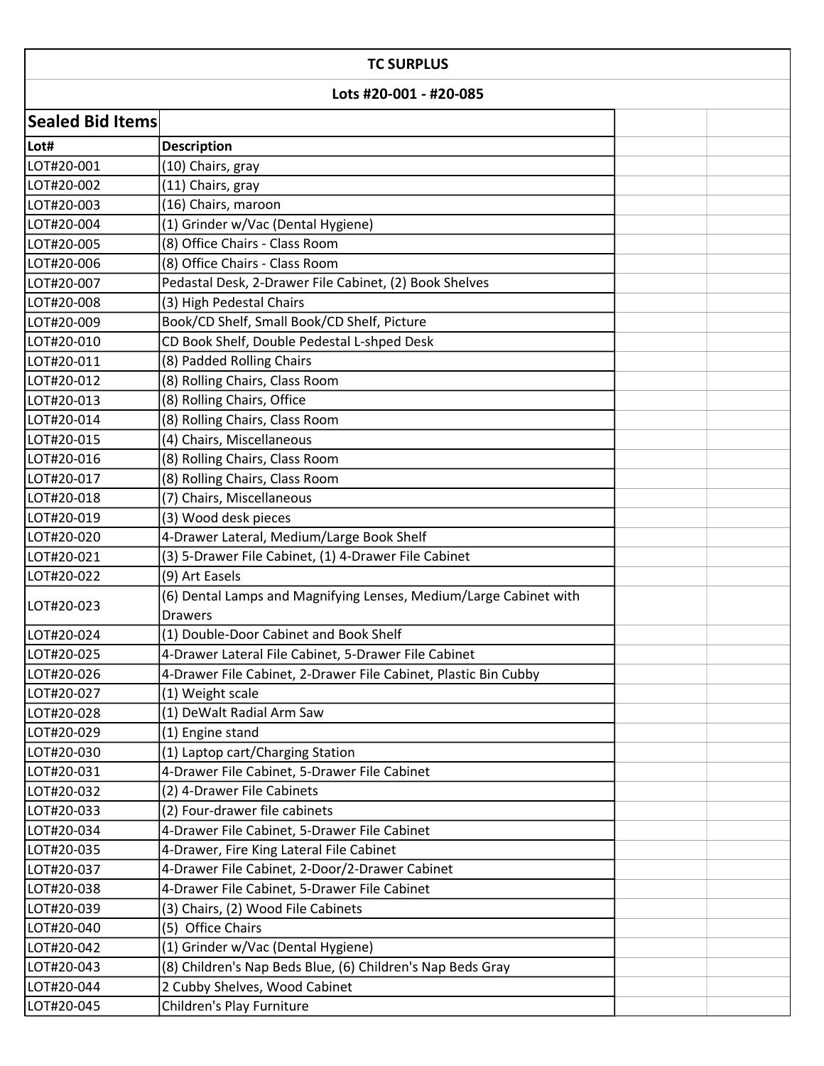# TC SURPLUS

## Lots #20-001 - #20-085

### Sealed Bid Items

| Lot# | Description |
|---|---|
| LOT#20-001 | (10) Chairs, gray |
| LOT#20-002 | (11) Chairs, gray |
| LOT#20-003 | (16) Chairs, maroon |
| LOT#20-004 | (1) Grinder w/Vac (Dental Hygiene) |
| LOT#20-005 | (8) Office Chairs - Class Room |
| LOT#20-006 | (8) Office Chairs - Class Room |
| LOT#20-007 | Pedastal Desk, 2-Drawer File Cabinet, (2) Book Shelves |
| LOT#20-008 | (3) High Pedestal Chairs |
| LOT#20-009 | Book/CD Shelf, Small Book/CD Shelf, Picture |
| LOT#20-010 | CD Book Shelf, Double Pedestal L-shped Desk |
| LOT#20-011 | (8) Padded Rolling Chairs |
| LOT#20-012 | (8) Rolling Chairs, Class Room |
| LOT#20-013 | (8) Rolling Chairs, Office |
| LOT#20-014 | (8) Rolling Chairs, Class Room |
| LOT#20-015 | (4) Chairs, Miscellaneous |
| LOT#20-016 | (8) Rolling Chairs, Class Room |
| LOT#20-017 | (8) Rolling Chairs, Class Room |
| LOT#20-018 | (7) Chairs, Miscellaneous |
| LOT#20-019 | (3) Wood desk pieces |
| LOT#20-020 | 4-Drawer Lateral, Medium/Large Book Shelf |
| LOT#20-021 | (3) 5-Drawer File Cabinet, (1) 4-Drawer File Cabinet |
| LOT#20-022 | (9) Art Easels |
| LOT#20-023 | (6) Dental Lamps and Magnifying Lenses, Medium/Large Cabinet with Drawers |
| LOT#20-024 | (1) Double-Door Cabinet and Book Shelf |
| LOT#20-025 | 4-Drawer Lateral File Cabinet, 5-Drawer File Cabinet |
| LOT#20-026 | 4-Drawer File Cabinet, 2-Drawer File Cabinet, Plastic Bin Cubby |
| LOT#20-027 | (1) Weight scale |
| LOT#20-028 | (1) DeWalt Radial Arm Saw |
| LOT#20-029 | (1) Engine stand |
| LOT#20-030 | (1) Laptop cart/Charging Station |
| LOT#20-031 | 4-Drawer File Cabinet, 5-Drawer File Cabinet |
| LOT#20-032 | (2) 4-Drawer File Cabinets |
| LOT#20-033 | (2) Four-drawer file cabinets |
| LOT#20-034 | 4-Drawer File Cabinet, 5-Drawer File Cabinet |
| LOT#20-035 | 4-Drawer, Fire King Lateral File Cabinet |
| LOT#20-037 | 4-Drawer File Cabinet, 2-Door/2-Drawer Cabinet |
| LOT#20-038 | 4-Drawer File Cabinet, 5-Drawer File Cabinet |
| LOT#20-039 | (3) Chairs, (2) Wood File Cabinets |
| LOT#20-040 | (5) Office Chairs |
| LOT#20-042 | (1) Grinder w/Vac (Dental Hygiene) |
| LOT#20-043 | (8) Children's Nap Beds Blue, (6) Children's Nap Beds Gray |
| LOT#20-044 | 2 Cubby Shelves, Wood Cabinet |
| LOT#20-045 | Children's Play Furniture |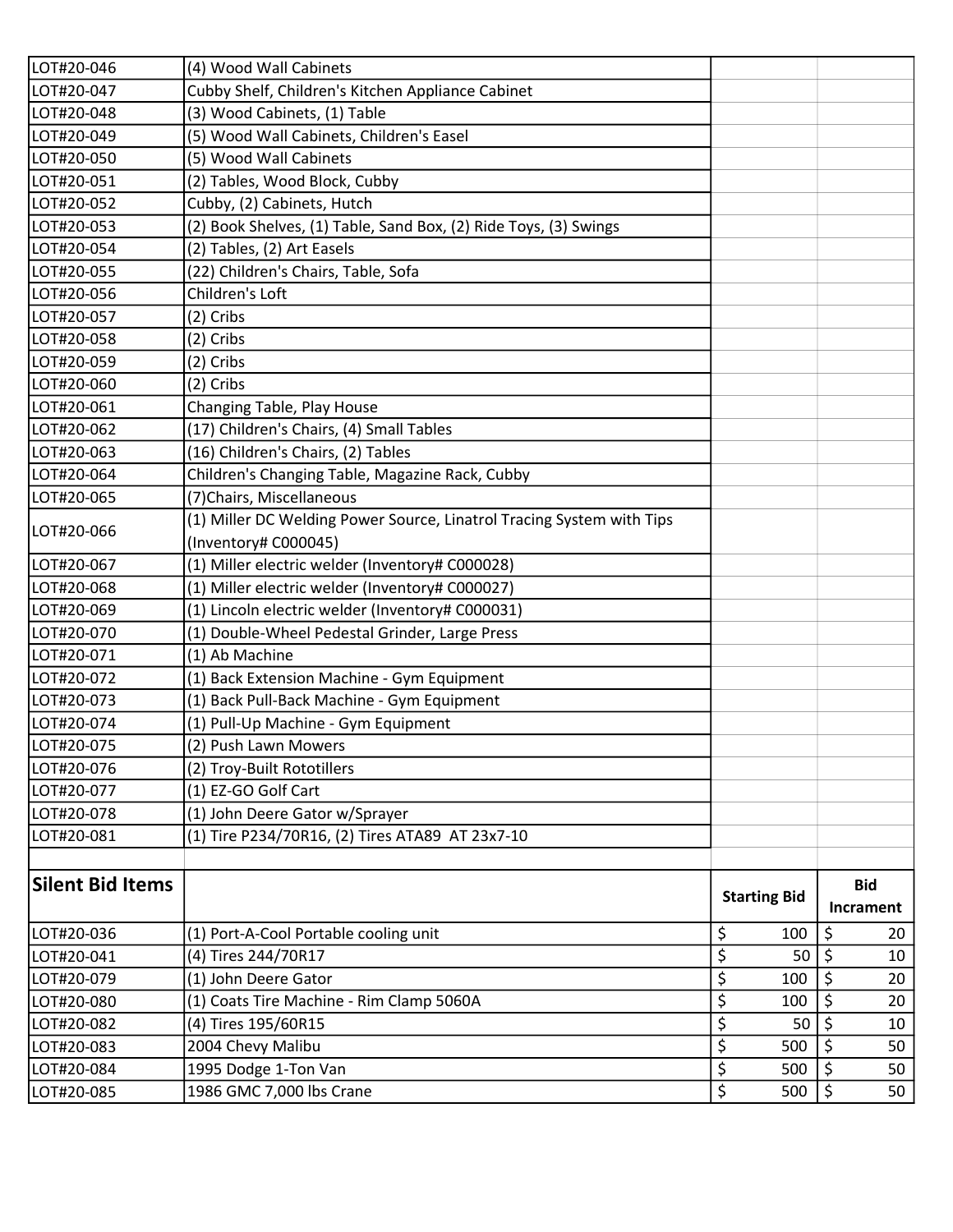| | | | |
|---|---|---|---|
| LOT#20-046 | (4) Wood Wall Cabinets | | |
| LOT#20-047 | Cubby Shelf, Children's Kitchen Appliance Cabinet | | |
| LOT#20-048 | (3) Wood Cabinets, (1) Table | | |
| LOT#20-049 | (5) Wood Wall Cabinets, Children's Easel | | |
| LOT#20-050 | (5) Wood Wall Cabinets | | |
| LOT#20-051 | (2) Tables, Wood Block, Cubby | | |
| LOT#20-052 | Cubby, (2) Cabinets, Hutch | | |
| LOT#20-053 | (2) Book Shelves, (1) Table, Sand Box, (2) Ride Toys, (3) Swings | | |
| LOT#20-054 | (2) Tables, (2) Art Easels | | |
| LOT#20-055 | (22) Children's Chairs, Table, Sofa | | |
| LOT#20-056 | Children's Loft | | |
| LOT#20-057 | (2) Cribs | | |
| LOT#20-058 | (2) Cribs | | |
| LOT#20-059 | (2) Cribs | | |
| LOT#20-060 | (2) Cribs | | |
| LOT#20-061 | Changing Table, Play House | | |
| LOT#20-062 | (17) Children's Chairs, (4) Small Tables | | |
| LOT#20-063 | (16) Children's Chairs, (2) Tables | | |
| LOT#20-064 | Children's Changing Table, Magazine Rack, Cubby | | |
| LOT#20-065 | (7)Chairs, Miscellaneous | | |
| LOT#20-066 | (1) Miller DC Welding Power Source, Linatrol Tracing System with Tips (Inventory# C000045) | | |
| LOT#20-067 | (1) Miller electric welder (Inventory# C000028) | | |
| LOT#20-068 | (1) Miller electric welder (Inventory# C000027) | | |
| LOT#20-069 | (1) Lincoln electric welder (Inventory# C000031) | | |
| LOT#20-070 | (1) Double-Wheel Pedestal Grinder, Large Press | | |
| LOT#20-071 | (1) Ab Machine | | |
| LOT#20-072 | (1) Back Extension Machine - Gym Equipment | | |
| LOT#20-073 | (1) Back Pull-Back Machine - Gym Equipment | | |
| LOT#20-074 | (1) Pull-Up Machine - Gym Equipment | | |
| LOT#20-075 | (2) Push Lawn Mowers | | |
| LOT#20-076 | (2) Troy-Built Rototillers | | |
| LOT#20-077 | (1) EZ-GO Golf Cart | | |
| LOT#20-078 | (1) John Deere Gator w/Sprayer | | |
| LOT#20-081 | (1) Tire P234/70R16, (2) Tires ATA89 AT 23x7-10 | | |
| | | | |
| **Silent Bid Items** | | **Starting Bid** | **Bid Incrament** |
| LOT#20-036 | (1) Port-A-Cool Portable cooling unit | $ 100 | $ 20 |
| LOT#20-041 | (4) Tires 244/70R17 | $ 50 | $ 10 |
| LOT#20-079 | (1) John Deere Gator | $ 100 | $ 20 |
| LOT#20-080 | (1) Coats Tire Machine - Rim Clamp 5060A | $ 100 | $ 20 |
| LOT#20-082 | (4) Tires 195/60R15 | $ 50 | $ 10 |
| LOT#20-083 | 2004 Chevy Malibu | $ 500 | $ 50 |
| LOT#20-084 | 1995 Dodge 1-Ton Van | $ 500 | $ 50 |
| LOT#20-085 | 1986 GMC 7,000 lbs Crane | $ 500 | $ 50 |